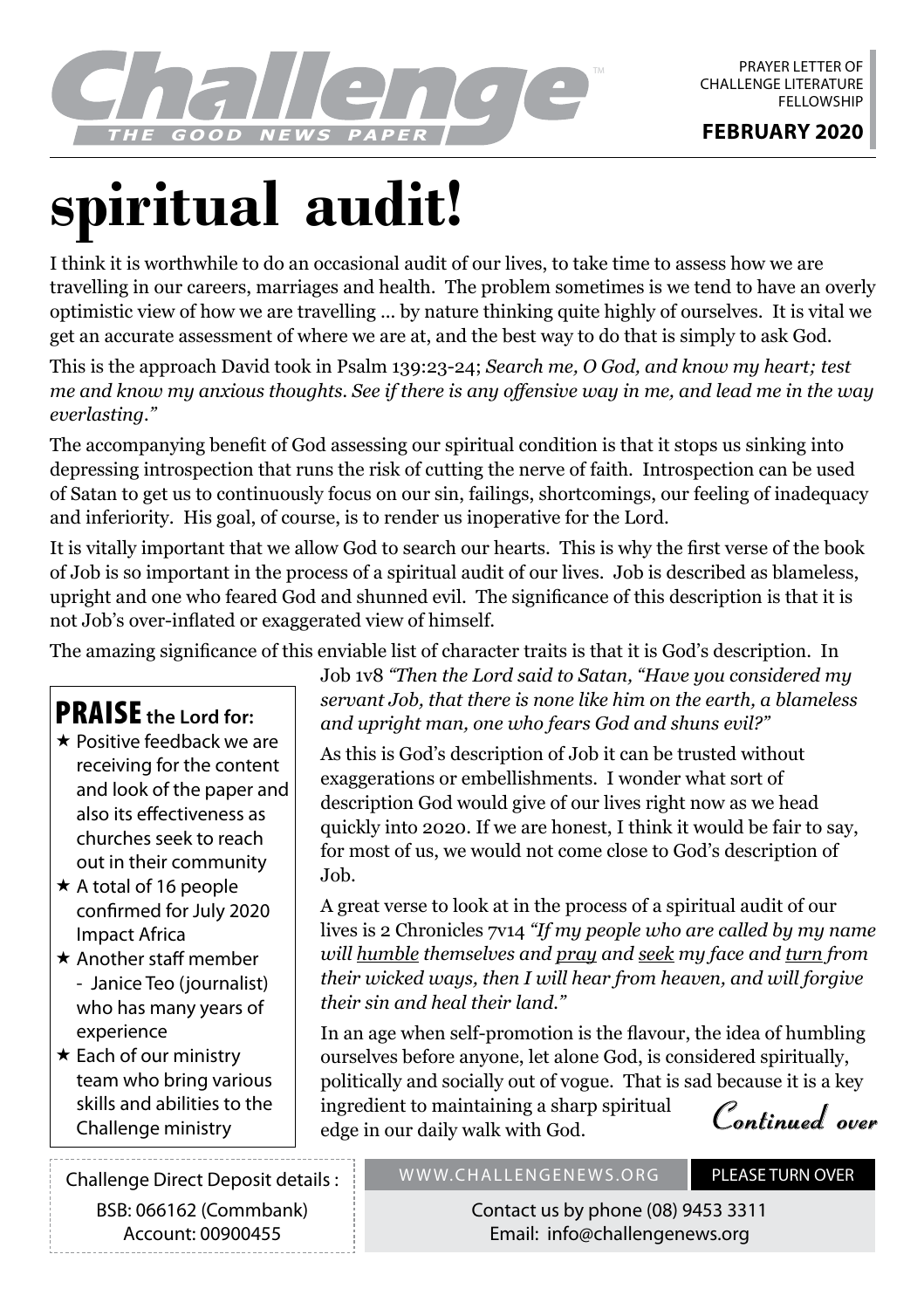# Challenge

THE GOOD NEWS PAPER

PRAYER LETTER OF CHALLENGE LITERATURE FELLOWSHIP

**FEBRUARY 2020**

# spiritual audit!

I think it is worthwhile to do an occasional audit of our lives, to take time to assess how we are travelling in our careers, marriages and health. The problem sometimes is we tend to have an overly optimistic view of how we are travelling ... by nature thinking quite highly of ourselves. It is vital we get an accurate assessment of where we are at, and the best way to do that is simply to ask God.

This is the approach David took in Psalm 139:23-24; *Search me, O God, and know my heart; test me and know my anxious thoughts. See if there is any offensive way in me, and lead me in the way everlasting."*

The accompanying benefit of God assessing our spiritual condition is that it stops us sinking into depressing introspection that runs the risk of cutting the nerve of faith. Introspection can be used of Satan to get us to continuously focus on our sin, failings, shortcomings, our feeling of inadequacy and inferiority. His goal, of course, is to render us inoperative for the Lord.

It is vitally important that we allow God to search our hearts. This is why the first verse of the book of Job is so important in the process of a spiritual audit of our lives. Job is described as blameless, upright and one who feared God and shunned evil. The significance of this description is that it is not Job's over-inflated or exaggerated view of himself.

The amazing significance of this enviable list of character traits is that it is God's description. In Job 1v8 *"Then the Lord said to Satan, "Have you considered my servant Job, that there is none like him on the earth, a blameless and upright man, one who fears God and shuns evil?"*

As this is God's description of Job it can be trusted without exaggerations or embellishments. I wonder what sort of description God would give of our lives right now as we head quickly into 2020. If we are honest, I think it would be fair to say, for most of us, we would not come close to God's description of Job.

A great verse to look at in the process of a spiritual audit of our lives is 2 Chronicles 7v14 *"If my people who are called by my name will humble themselves and pray and seek my face and turn from their wicked ways, then I will hear from heaven, and will forgive their sin and heal their land."*

In an age when self-promotion is the flavour, the idea of humbling ourselves before anyone, let alone God, is considered spiritually, politically and socially out of vogue. That is sad because it is a key ingredient to maintaining a sharp spiritual edge in our daily walk with God.

*Continued over*

## PRAISE the Lord for:

- ★ Positive feedback we are receiving for the content and look of the paper and also its effectiveness as churches seek to reach out in their community
- ★ A total of 16 people confirmed for July 2020 Impact Africa
- ★ Another staff member - Janice Teo (journalist) who has many years of experience
- ★ Each of our ministry team who bring various skills and abilities to the Challenge ministry

Challenge Direct Deposit details :
BSB: 066162 (Commbank)
Account: 00900455

WWW.CHALLENGENEWS.ORG — PLEASE TURN OVER

Contact us by phone (08) 9453 3311
Email: info@challengenews.org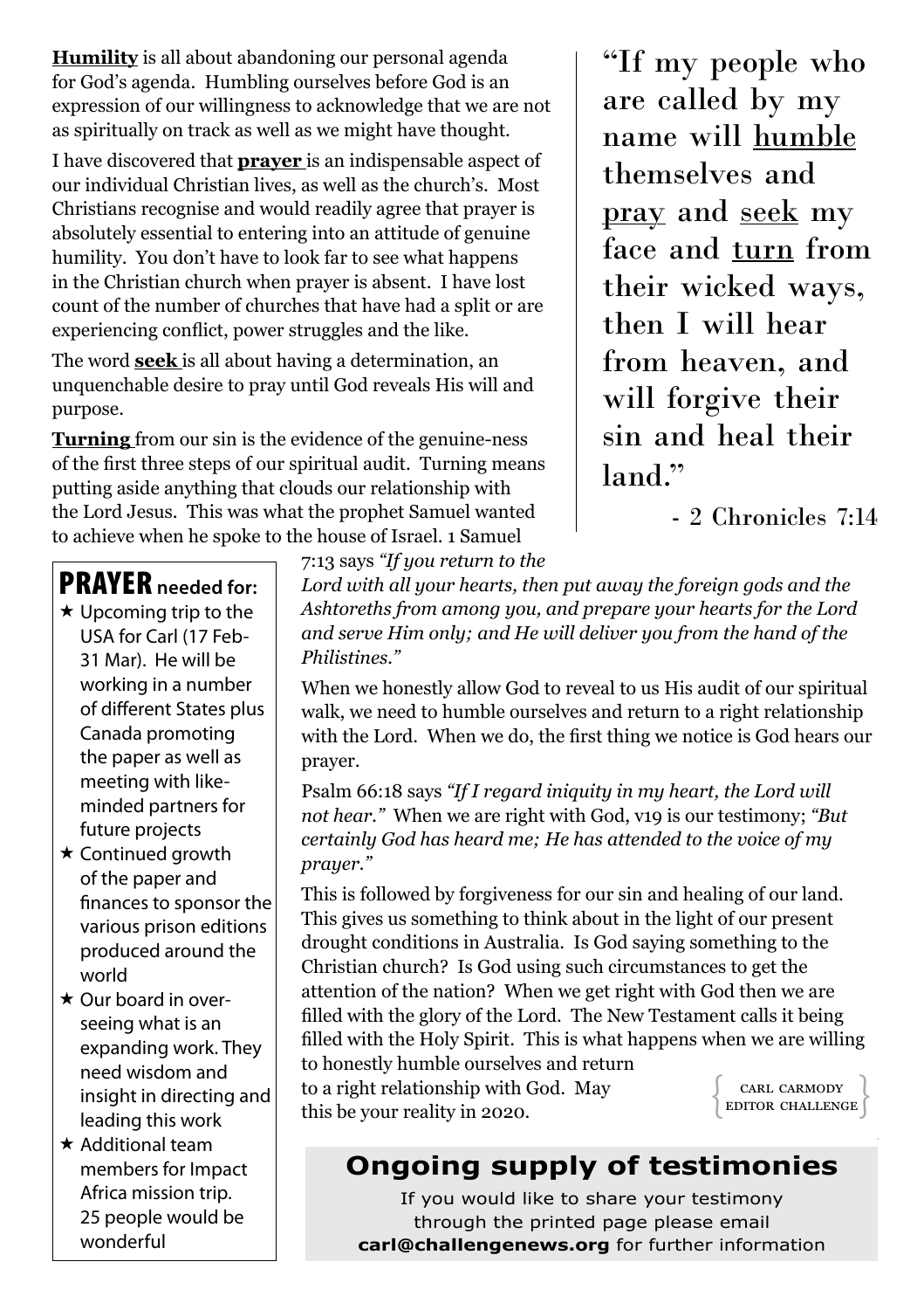**Humility** is all about abandoning our personal agenda for God's agenda. Humbling ourselves before God is an expression of our willingness to acknowledge that we are not as spiritually on track as well as we might have thought.

I have discovered that **prayer** is an indispensable aspect of our individual Christian lives, as well as the church's. Most Christians recognise and would readily agree that prayer is absolutely essential to entering into an attitude of genuine humility. You don't have to look far to see what happens in the Christian church when prayer is absent. I have lost count of the number of churches that have had a split or are experiencing conflict, power struggles and the like.

The word **seek** is all about having a determination, an unquenchable desire to pray until God reveals His will and purpose.

**Turning** from our sin is the evidence of the genuine-ness of the first three steps of our spiritual audit. Turning means putting aside anything that clouds our relationship with the Lord Jesus. This was what the prophet Samuel wanted to achieve when he spoke to the house of Israel. 1 Samuel 7:13 says *"If you return to the Lord with all your hearts, then put away the foreign gods and the Ashtoreths from among you, and prepare your hearts for the Lord and serve Him only; and He will deliver you from the hand of the Philistines."*

When we honestly allow God to reveal to us His audit of our spiritual walk, we need to humble ourselves and return to a right relationship with the Lord. When we do, the first thing we notice is God hears our prayer.

Psalm 66:18 says *"If I regard iniquity in my heart, the Lord will not hear."* When we are right with God, v19 is our testimony; *"But certainly God has heard me; He has attended to the voice of my prayer."*

This is followed by forgiveness for our sin and healing of our land. This gives us something to think about in the light of our present drought conditions in Australia. Is God saying something to the Christian church? Is God using such circumstances to get the attention of the nation? When we get right with God then we are filled with the glory of the Lord. The New Testament calls it being filled with the Holy Spirit. This is what happens when we are willing to honestly humble ourselves and return to a right relationship with God. May this be your reality in 2020.

CARL CARMODY
EDITOR CHALLENGE

> "If my people who are called by my name will humble themselves and pray and seek my face and turn from their wicked ways, then I will hear from heaven, and will forgive their sin and heal their land."
>
> \- 2 Chronicles 7:14

## PRAYER needed for:

- Upcoming trip to the USA for Carl (17 Feb-31 Mar). He will be working in a number of different States plus Canada promoting the paper as well as meeting with like-minded partners for future projects
- Continued growth of the paper and finances to sponsor the various prison editions produced around the world
- Our board in over-seeing what is an expanding work. They need wisdom and insight in directing and leading this work
- Additional team members for Impact Africa mission trip. 25 people would be wonderful

## Ongoing supply of testimonies

If you would like to share your testimony through the printed page please email **carl@challengenews.org** for further information